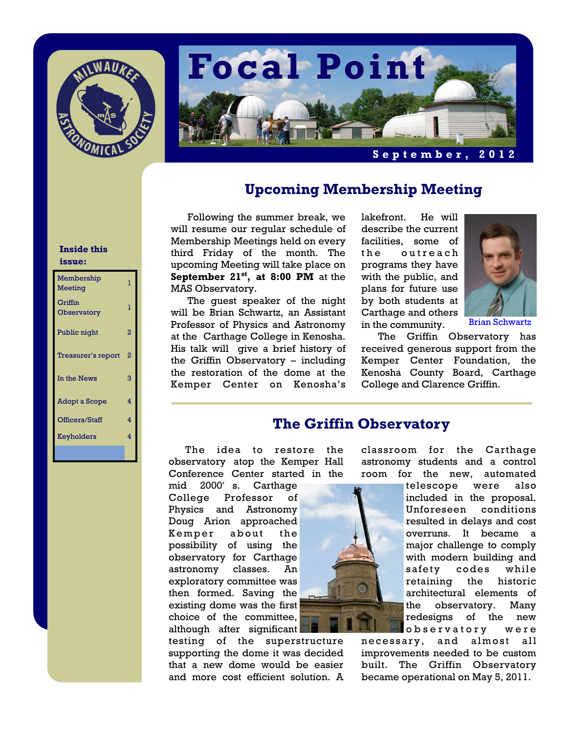# Focal Point

**September, 2012**

**Inside this issue:**

| | |
|---|---|
| Membership Meeting | 1 |
| Griffin Observatory | 1 |
| Public night | 2 |
| Treasurer's report | 2 |
| In the News | 3 |
| Adopt a Scope | 4 |
| Officers/Staff | 4 |
| Keyholders | 4 |

## Upcoming Membership Meeting

Following the summer break, we will resume our regular schedule of Membership Meetings held on every third Friday of the month. The upcoming Meeting will take place on **September 21st, at 8:00 PM** at the MAS Observatory.

The guest speaker of the night will be Brian Schwartz, an Assistant Professor of Physics and Astronomy at the Carthage College in Kenosha. His talk will give a brief history of the Griffin Observatory – including the restoration of the dome at the Kemper Center on Kenosha's lakefront. He will describe the current facilities, some of the outreach programs they have with the public, and plans for future use by both students at Carthage and others in the community.

Brian Schwartz

The Griffin Observatory has received generous support from the Kemper Center Foundation, the Kenosha County Board, Carthage College and Clarence Griffin.

## The Griffin Observatory

The idea to restore the observatory atop the Kemper Hall Conference Center started in the mid 2000′ s. Carthage College Professor of Physics and Astronomy Doug Arion approached Kemper about the possibility of using the observatory for Carthage astronomy classes. An exploratory committee was then formed. Saving the existing dome was the first choice of the committee, although after significant testing of the superstructure supporting the dome it was decided that a new dome would be easier and more cost efficient solution. A classroom for the Carthage astronomy students and a control room for the new, automated telescope were also included in the proposal. Unforeseen conditions resulted in delays and cost overruns. It became a major challenge to comply with modern building and safety codes while retaining the historic architectural elements of the observatory. Many redesigns of the new observatory were necessary, and almost all improvements needed to be custom built. The Griffin Observatory became operational on May 5, 2011.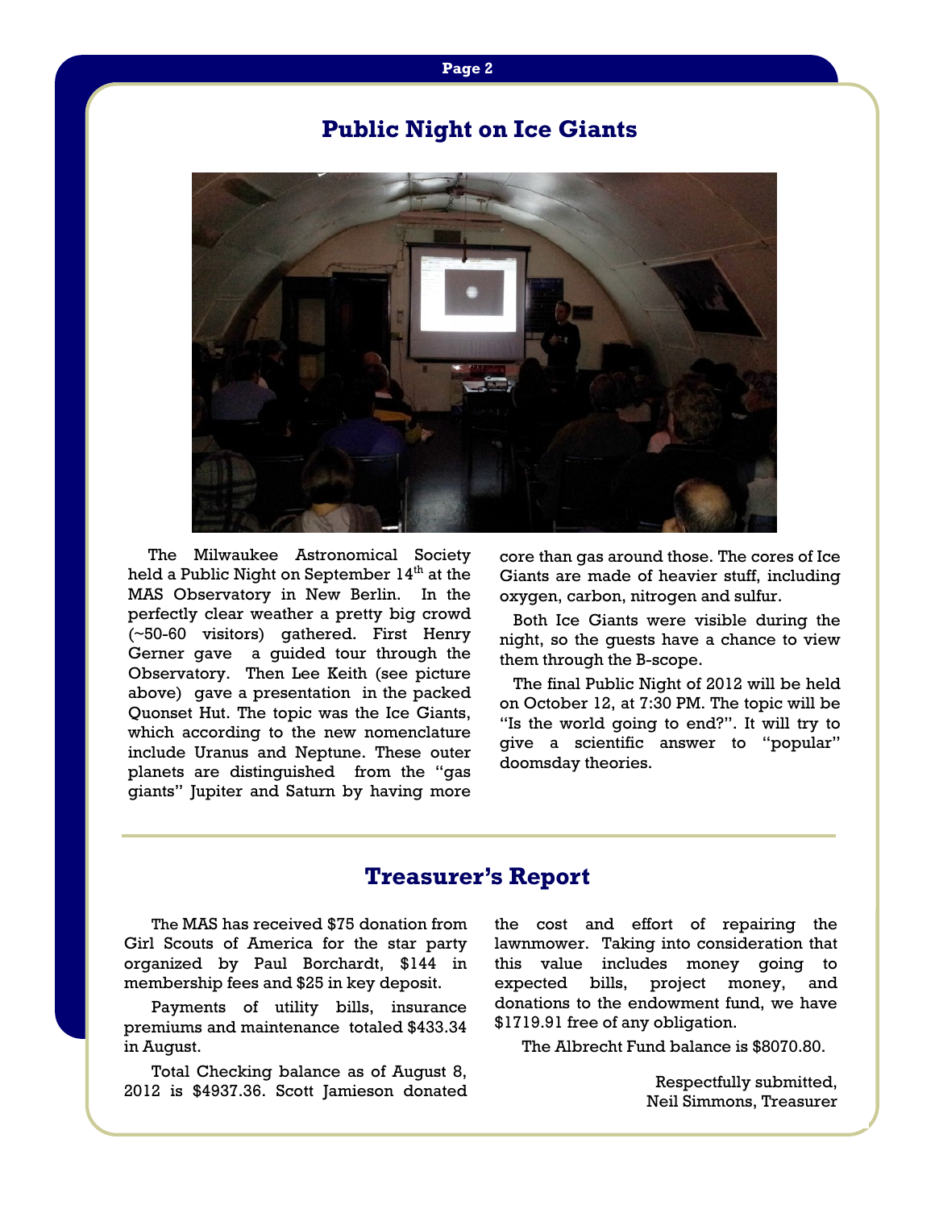## Public Night on Ice Giants

The Milwaukee Astronomical Society held a Public Night on September 14th at the MAS Observatory in New Berlin. In the perfectly clear weather a pretty big crowd (~50-60 visitors) gathered. First Henry Gerner gave a guided tour through the Observatory. Then Lee Keith (see picture above) gave a presentation in the packed Quonset Hut. The topic was the Ice Giants, which according to the new nomenclature include Uranus and Neptune. These outer planets are distinguished from the "gas giants" Jupiter and Saturn by having more core than gas around those. The cores of Ice Giants are made of heavier stuff, including oxygen, carbon, nitrogen and sulfur.

Both Ice Giants were visible during the night, so the guests have a chance to view them through the B-scope.

The final Public Night of 2012 will be held on October 12, at 7:30 PM. The topic will be "Is the world going to end?". It will try to give a scientific answer to "popular" doomsday theories.

---

## Treasurer's Report

The MAS has received $75 donation from Girl Scouts of America for the star party organized by Paul Borchardt, $144 in membership fees and $25 in key deposit.

Payments of utility bills, insurance premiums and maintenance totaled $433.34 in August.

Total Checking balance as of August 8, 2012 is $4937.36. Scott Jamieson donated the cost and effort of repairing the lawnmower. Taking into consideration that this value includes money going to expected bills, project money, and donations to the endowment fund, we have $1719.91 free of any obligation.

The Albrecht Fund balance is $8070.80.

Respectfully submitted,
Neil Simmons, Treasurer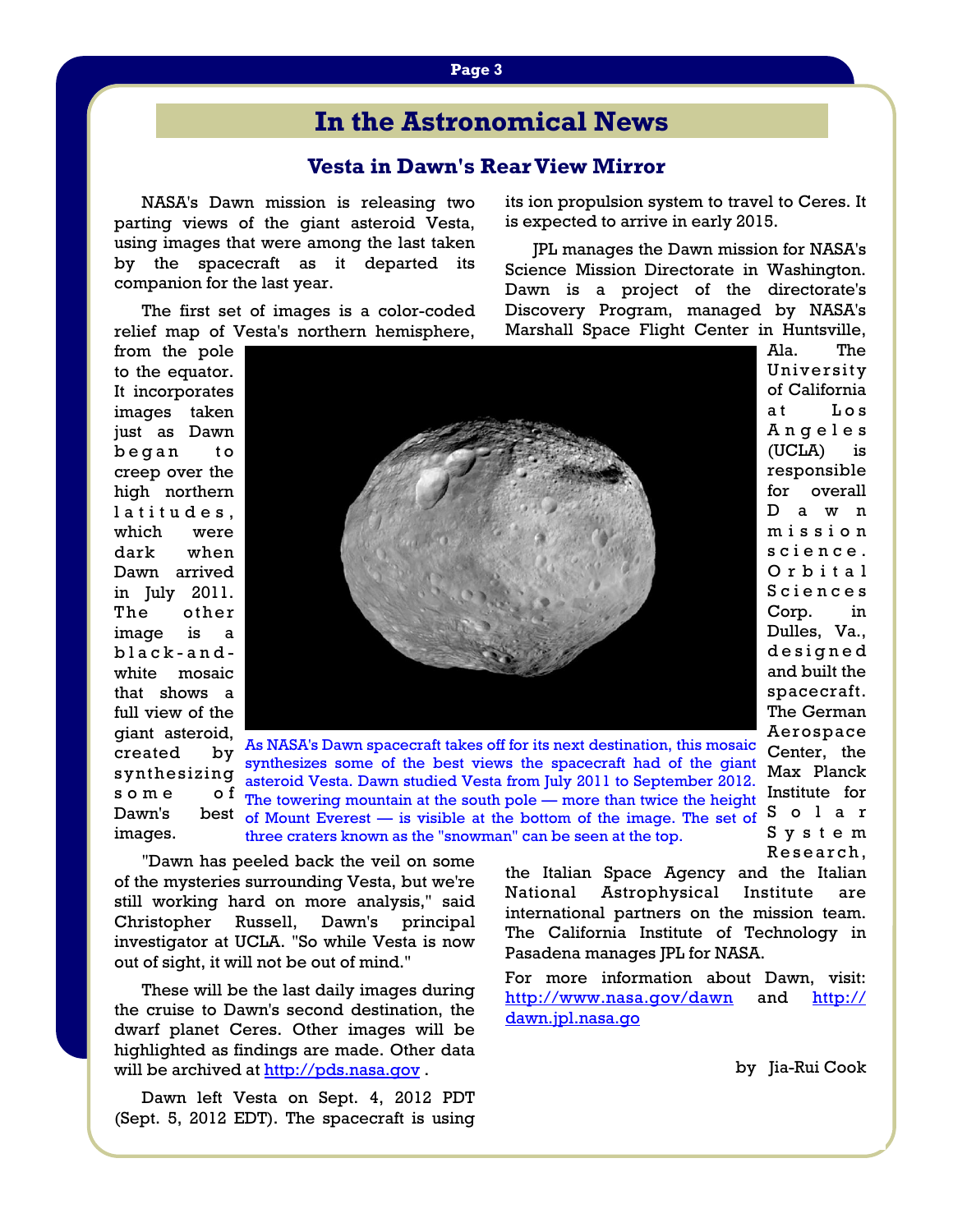# In the Astronomical News

## Vesta in Dawn's Rear View Mirror

NASA's Dawn mission is releasing two parting views of the giant asteroid Vesta, using images that were among the last taken by the spacecraft as it departed its companion for the last year.

The first set of images is a color-coded relief map of Vesta's northern hemisphere, from the pole to the equator. It incorporates images taken just as Dawn began to creep over the high northern latitudes, which were dark when Dawn arrived in July 2011. The other image is a black-and-white mosaic that shows a full view of the giant asteroid, created by synthesizing some of Dawn's best images.

As NASA's Dawn spacecraft takes off for its next destination, this mosaic synthesizes some of the best views the spacecraft had of the giant asteroid Vesta. Dawn studied Vesta from July 2011 to September 2012. The towering mountain at the south pole — more than twice the height of Mount Everest — is visible at the bottom of the image. The set of three craters known as the "snowman" can be seen at the top.

"Dawn has peeled back the veil on some of the mysteries surrounding Vesta, but we're still working hard on more analysis," said Christopher Russell, Dawn's principal investigator at UCLA. "So while Vesta is now out of sight, it will not be out of mind."

These will be the last daily images during the cruise to Dawn's second destination, the dwarf planet Ceres. Other images will be highlighted as findings are made. Other data will be archived at http://pds.nasa.gov .

Dawn left Vesta on Sept. 4, 2012 PDT (Sept. 5, 2012 EDT). The spacecraft is using its ion propulsion system to travel to Ceres. It is expected to arrive in early 2015.

JPL manages the Dawn mission for NASA's Science Mission Directorate in Washington. Dawn is a project of the directorate's Discovery Program, managed by NASA's Marshall Space Flight Center in Huntsville, Ala. The University of California at Los Angeles (UCLA) is responsible for overall Dawn mission science. Orbital Sciences Corp. in Dulles, Va., designed and built the spacecraft. The German Aerospace Center, the Max Planck Institute for Solar System Research, the Italian Space Agency and the Italian National Astrophysical Institute are international partners on the mission team. The California Institute of Technology in Pasadena manages JPL for NASA.

For more information about Dawn, visit: http://www.nasa.gov/dawn and http://dawn.jpl.nasa.go

by Jia-Rui Cook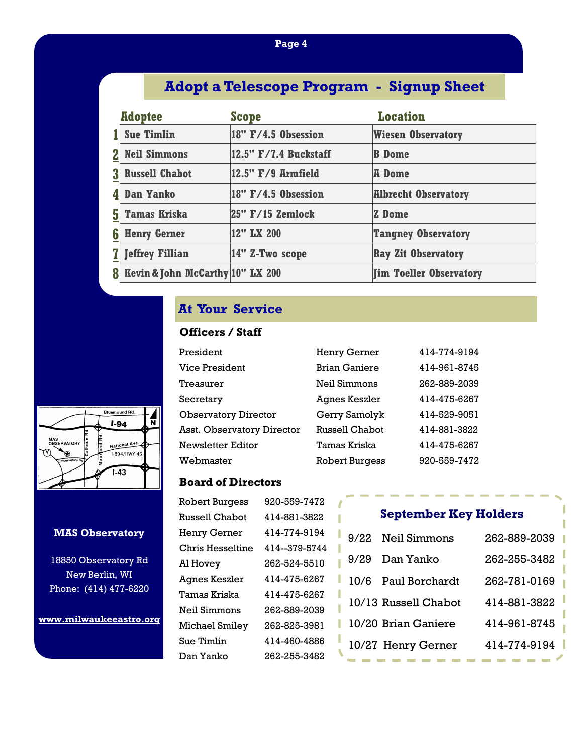# Adopt a Telescope Program - Signup Sheet

| | Adoptee | Scope | Location |
|---|---|---|---|
| 1 | Sue Timlin | 18" F/4.5 Obsession | Wiesen Observatory |
| 2 | Neil Simmons | 12.5" F/7.4 Buckstaff | B Dome |
| 3 | Russell Chabot | 12.5" F/9 Armfield | A Dome |
| 4 | Dan Yanko | 18" F/4.5 Obsession | Albrecht Observatory |
| 5 | Tamas Kriska | 25" F/15 Zemlock | Z Dome |
| 6 | Henry Gerner | 12" LX 200 | Tangney Observatory |
| 7 | Jeffrey Fillian | 14" Z-Two scope | Ray Zit Observatory |
| 8 | Kevin & John McCarthy | 10" LX 200 | Jim Toeller Observatory |

## At Your Service

### Officers / Staff

| | | |
|---|---|---|
| President | Henry Gerner | 414-774-9194 |
| Vice President | Brian Ganiere | 414-961-8745 |
| Treasurer | Neil Simmons | 262-889-2039 |
| Secretary | Agnes Keszler | 414-475-6267 |
| Observatory Director | Gerry Samolyk | 414-529-9051 |
| Asst. Observatory Director | Russell Chabot | 414-881-3822 |
| Newsletter Editor | Tamas Kriska | 414-475-6267 |
| Webmaster | Robert Burgess | 920-559-7472 |

### Board of Directors

| | |
|---|---|
| Robert Burgess | 920-559-7472 |
| Russell Chabot | 414-881-3822 |
| Henry Gerner | 414-774-9194 |
| Chris Hesseltine | 414--379-5744 |
| Al Hovey | 262-524-5510 |
| Agnes Keszler | 414-475-6267 |
| Tamas Kriska | 414-475-6267 |
| Neil Simmons | 262-889-2039 |
| Michael Smiley | 262-825-3981 |
| Sue Timlin | 414-460-4886 |
| Dan Yanko | 262-255-3482 |

### September Key Holders

| | | |
|---|---|---|
| 9/22 | Neil Simmons | 262-889-2039 |
| 9/29 | Dan Yanko | 262-255-3482 |
| 10/6 | Paul Borchardt | 262-781-0169 |
| 10/13 | Russell Chabot | 414-881-3822 |
| 10/20 | Brian Ganiere | 414-961-8745 |
| 10/27 | Henry Gerner | 414-774-9194 |

Bluemound Rd.
I-94
N
MAS OBSERVATORY
Y
Observatory Rd
Calhoun Rd.
Moorland Rd.
National Ave.
I-894/HWY 45
I-43

**MAS Observatory**

18850 Observatory Rd
New Berlin, WI
Phone: (414) 477-6220

**www.milwaukeeastro.org**